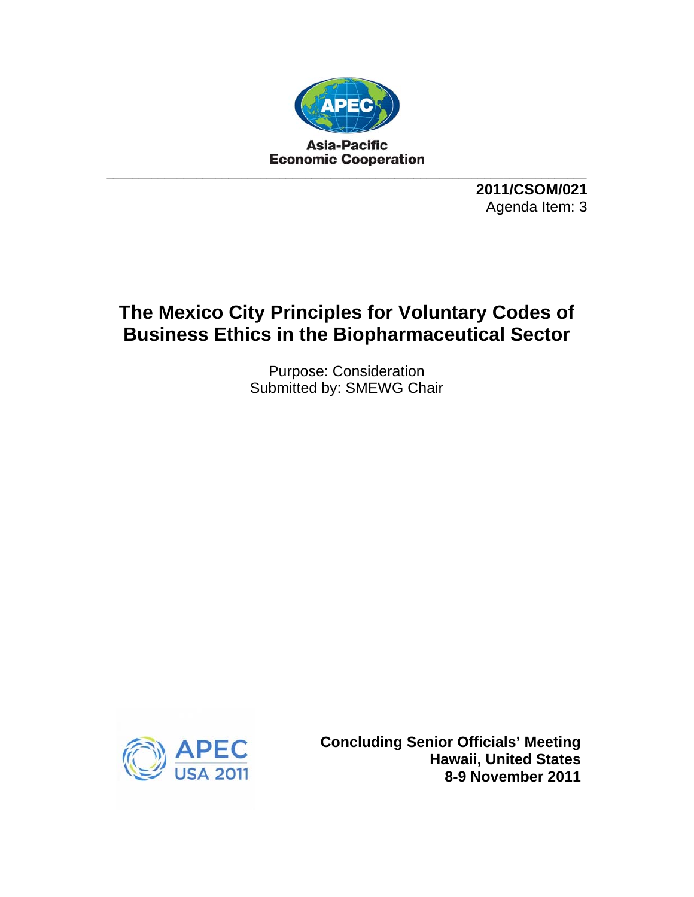Asia-Pacific
Economic Cooperation

**2011/CSOM/021**
Agenda Item: 3

# The Mexico City Principles for Voluntary Codes of Business Ethics in the Biopharmaceutical Sector

Purpose: Consideration
Submitted by: SMEWG Chair

**Concluding Senior Officials' Meeting**
**Hawaii, United States**
**8-9 November 2011**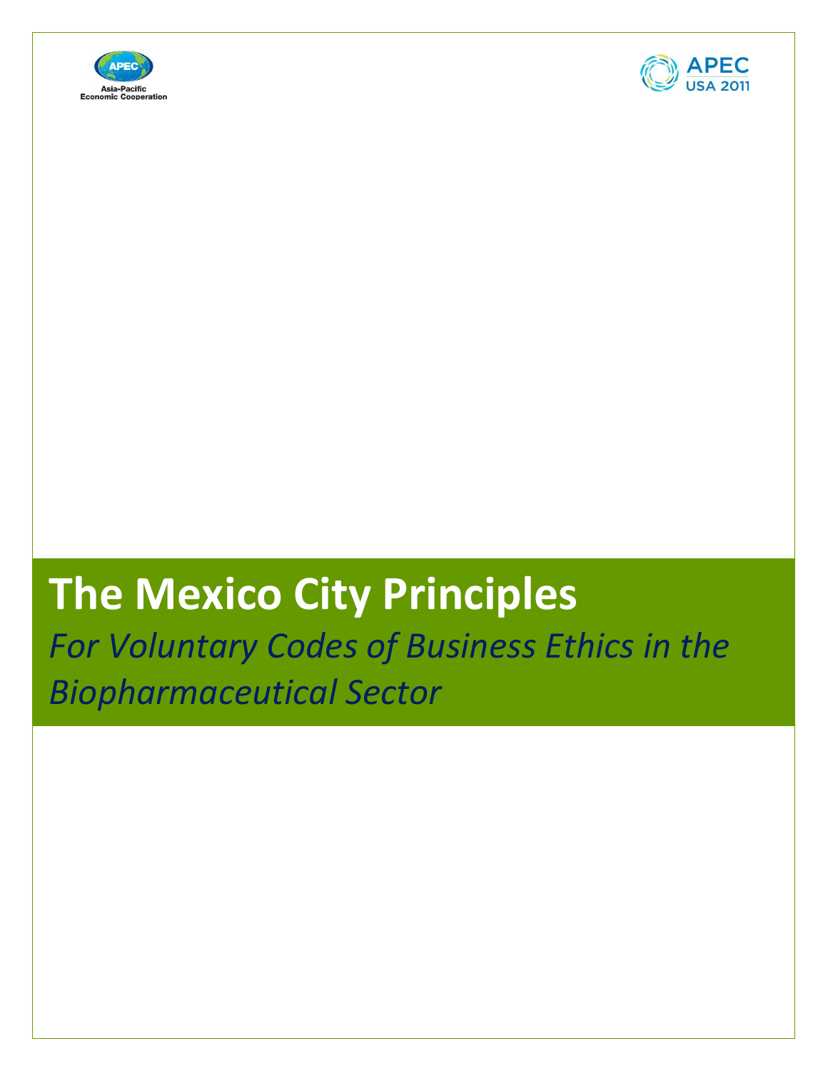# The Mexico City Principles

*For Voluntary Codes of Business Ethics in the Biopharmaceutical Sector*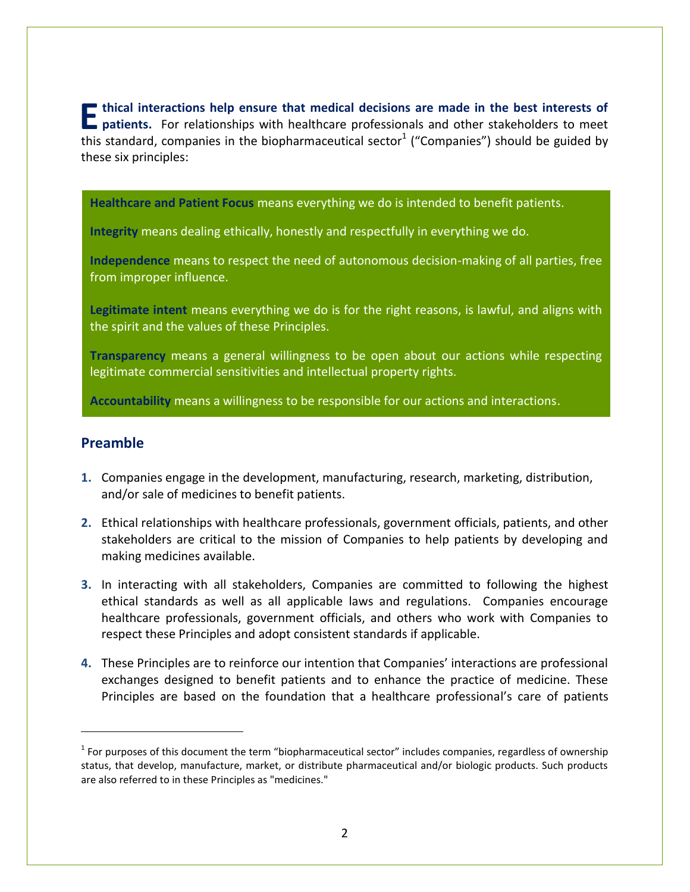**Ethical interactions help ensure that medical decisions are made in the best interests of patients.** For relationships with healthcare professionals and other stakeholders to meet this standard, companies in the biopharmaceutical sector[1] ("Companies") should be guided by these six principles:

**Healthcare and Patient Focus** means everything we do is intended to benefit patients.

**Integrity** means dealing ethically, honestly and respectfully in everything we do.

**Independence** means to respect the need of autonomous decision-making of all parties, free from improper influence.

**Legitimate intent** means everything we do is for the right reasons, is lawful, and aligns with the spirit and the values of these Principles.

**Transparency** means a general willingness to be open about our actions while respecting legitimate commercial sensitivities and intellectual property rights.

**Accountability** means a willingness to be responsible for our actions and interactions.

## Preamble

1. Companies engage in the development, manufacturing, research, marketing, distribution, and/or sale of medicines to benefit patients.

2. Ethical relationships with healthcare professionals, government officials, patients, and other stakeholders are critical to the mission of Companies to help patients by developing and making medicines available.

3. In interacting with all stakeholders, Companies are committed to following the highest ethical standards as well as all applicable laws and regulations. Companies encourage healthcare professionals, government officials, and others who work with Companies to respect these Principles and adopt consistent standards if applicable.

4. These Principles are to reinforce our intention that Companies' interactions are professional exchanges designed to benefit patients and to enhance the practice of medicine. These Principles are based on the foundation that a healthcare professional's care of patients

[1] For purposes of this document the term "biopharmaceutical sector" includes companies, regardless of ownership status, that develop, manufacture, market, or distribute pharmaceutical and/or biologic products. Such products are also referred to in these Principles as "medicines."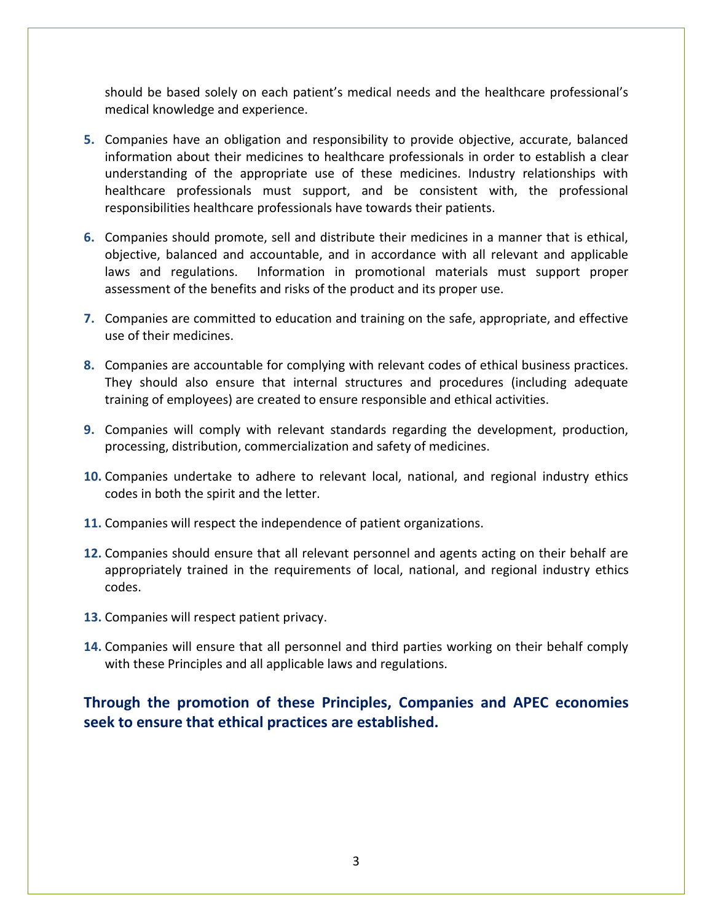should be based solely on each patient's medical needs and the healthcare professional's medical knowledge and experience.

5. Companies have an obligation and responsibility to provide objective, accurate, balanced information about their medicines to healthcare professionals in order to establish a clear understanding of the appropriate use of these medicines. Industry relationships with healthcare professionals must support, and be consistent with, the professional responsibilities healthcare professionals have towards their patients.

6. Companies should promote, sell and distribute their medicines in a manner that is ethical, objective, balanced and accountable, and in accordance with all relevant and applicable laws and regulations. Information in promotional materials must support proper assessment of the benefits and risks of the product and its proper use.

7. Companies are committed to education and training on the safe, appropriate, and effective use of their medicines.

8. Companies are accountable for complying with relevant codes of ethical business practices. They should also ensure that internal structures and procedures (including adequate training of employees) are created to ensure responsible and ethical activities.

9. Companies will comply with relevant standards regarding the development, production, processing, distribution, commercialization and safety of medicines.

10. Companies undertake to adhere to relevant local, national, and regional industry ethics codes in both the spirit and the letter.

11. Companies will respect the independence of patient organizations.

12. Companies should ensure that all relevant personnel and agents acting on their behalf are appropriately trained in the requirements of local, national, and regional industry ethics codes.

13. Companies will respect patient privacy.

14. Companies will ensure that all personnel and third parties working on their behalf comply with these Principles and all applicable laws and regulations.

**Through the promotion of these Principles, Companies and APEC economies seek to ensure that ethical practices are established.**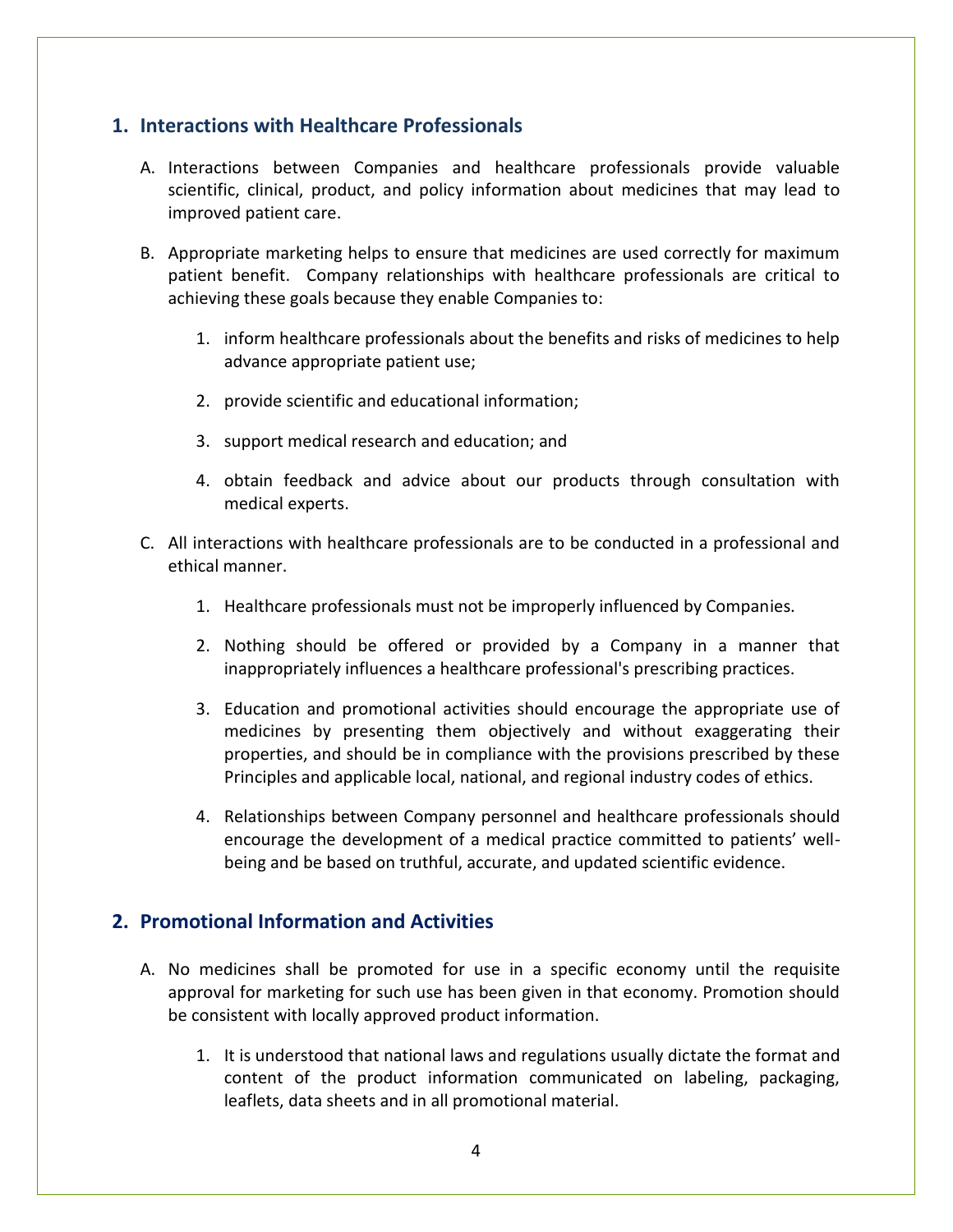## 1. Interactions with Healthcare Professionals

A. Interactions between Companies and healthcare professionals provide valuable scientific, clinical, product, and policy information about medicines that may lead to improved patient care.

B. Appropriate marketing helps to ensure that medicines are used correctly for maximum patient benefit. Company relationships with healthcare professionals are critical to achieving these goals because they enable Companies to:

   1. inform healthcare professionals about the benefits and risks of medicines to help advance appropriate patient use;

   2. provide scientific and educational information;

   3. support medical research and education; and

   4. obtain feedback and advice about our products through consultation with medical experts.

C. All interactions with healthcare professionals are to be conducted in a professional and ethical manner.

   1. Healthcare professionals must not be improperly influenced by Companies.

   2. Nothing should be offered or provided by a Company in a manner that inappropriately influences a healthcare professional's prescribing practices.

   3. Education and promotional activities should encourage the appropriate use of medicines by presenting them objectively and without exaggerating their properties, and should be in compliance with the provisions prescribed by these Principles and applicable local, national, and regional industry codes of ethics.

   4. Relationships between Company personnel and healthcare professionals should encourage the development of a medical practice committed to patients' well-being and be based on truthful, accurate, and updated scientific evidence.

## 2. Promotional Information and Activities

A. No medicines shall be promoted for use in a specific economy until the requisite approval for marketing for such use has been given in that economy. Promotion should be consistent with locally approved product information.

   1. It is understood that national laws and regulations usually dictate the format and content of the product information communicated on labeling, packaging, leaflets, data sheets and in all promotional material.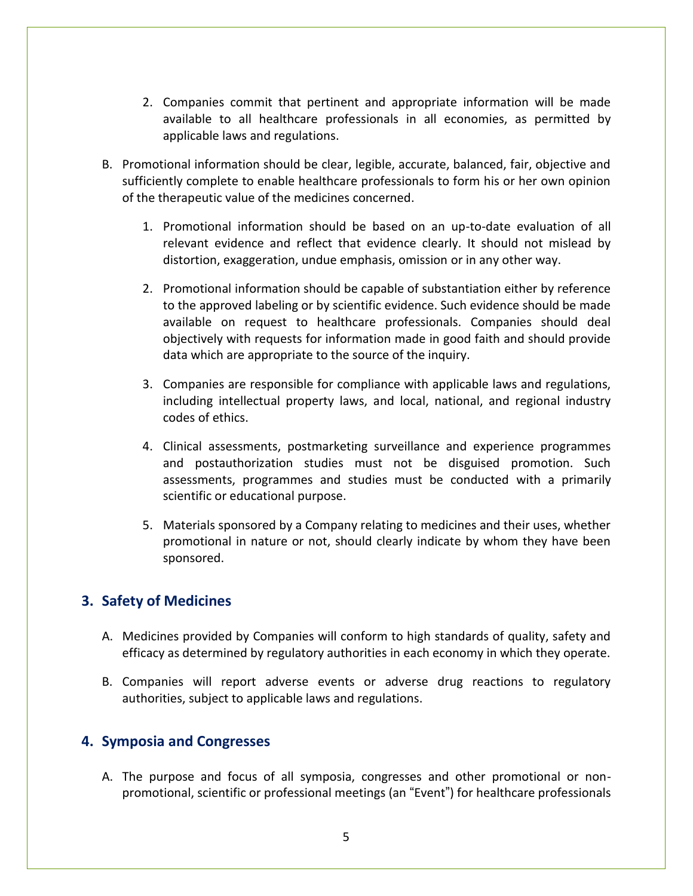2. Companies commit that pertinent and appropriate information will be made available to all healthcare professionals in all economies, as permitted by applicable laws and regulations.

B. Promotional information should be clear, legible, accurate, balanced, fair, objective and sufficiently complete to enable healthcare professionals to form his or her own opinion of the therapeutic value of the medicines concerned.

1. Promotional information should be based on an up-to-date evaluation of all relevant evidence and reflect that evidence clearly. It should not mislead by distortion, exaggeration, undue emphasis, omission or in any other way.

2. Promotional information should be capable of substantiation either by reference to the approved labeling or by scientific evidence. Such evidence should be made available on request to healthcare professionals. Companies should deal objectively with requests for information made in good faith and should provide data which are appropriate to the source of the inquiry.

3. Companies are responsible for compliance with applicable laws and regulations, including intellectual property laws, and local, national, and regional industry codes of ethics.

4. Clinical assessments, postmarketing surveillance and experience programmes and postauthorization studies must not be disguised promotion. Such assessments, programmes and studies must be conducted with a primarily scientific or educational purpose.

5. Materials sponsored by a Company relating to medicines and their uses, whether promotional in nature or not, should clearly indicate by whom they have been sponsored.

## 3. Safety of Medicines

A. Medicines provided by Companies will conform to high standards of quality, safety and efficacy as determined by regulatory authorities in each economy in which they operate.

B. Companies will report adverse events or adverse drug reactions to regulatory authorities, subject to applicable laws and regulations.

## 4. Symposia and Congresses

A. The purpose and focus of all symposia, congresses and other promotional or non-promotional, scientific or professional meetings (an "Event") for healthcare professionals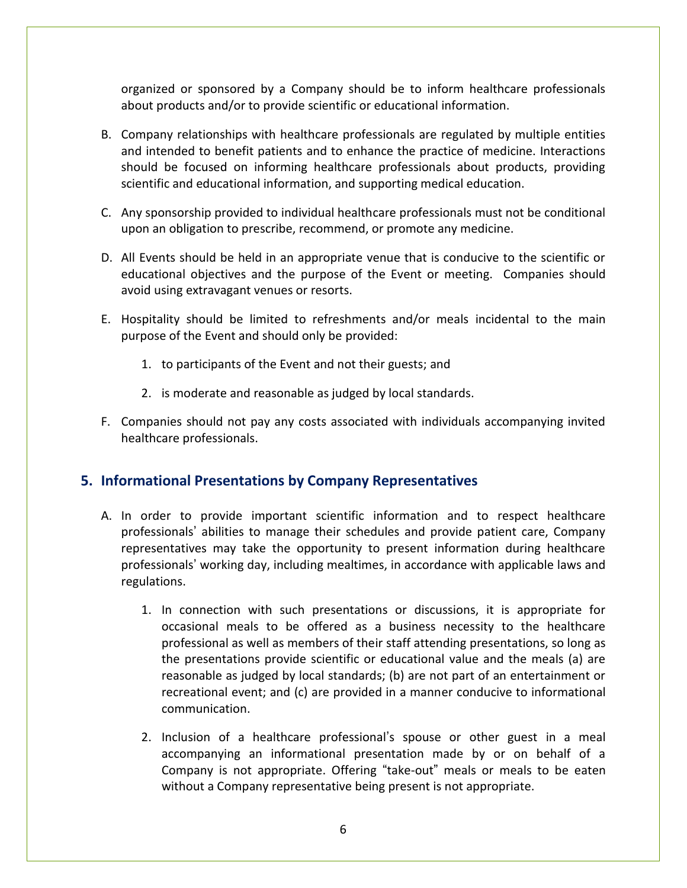organized or sponsored by a Company should be to inform healthcare professionals about products and/or to provide scientific or educational information.

B. Company relationships with healthcare professionals are regulated by multiple entities and intended to benefit patients and to enhance the practice of medicine. Interactions should be focused on informing healthcare professionals about products, providing scientific and educational information, and supporting medical education.

C. Any sponsorship provided to individual healthcare professionals must not be conditional upon an obligation to prescribe, recommend, or promote any medicine.

D. All Events should be held in an appropriate venue that is conducive to the scientific or educational objectives and the purpose of the Event or meeting. Companies should avoid using extravagant venues or resorts.

E. Hospitality should be limited to refreshments and/or meals incidental to the main purpose of the Event and should only be provided:

   1. to participants of the Event and not their guests; and

   2. is moderate and reasonable as judged by local standards.

F. Companies should not pay any costs associated with individuals accompanying invited healthcare professionals.

## 5. Informational Presentations by Company Representatives

A. In order to provide important scientific information and to respect healthcare professionals' abilities to manage their schedules and provide patient care, Company representatives may take the opportunity to present information during healthcare professionals' working day, including mealtimes, in accordance with applicable laws and regulations.

   1. In connection with such presentations or discussions, it is appropriate for occasional meals to be offered as a business necessity to the healthcare professional as well as members of their staff attending presentations, so long as the presentations provide scientific or educational value and the meals (a) are reasonable as judged by local standards; (b) are not part of an entertainment or recreational event; and (c) are provided in a manner conducive to informational communication.

   2. Inclusion of a healthcare professional's spouse or other guest in a meal accompanying an informational presentation made by or on behalf of a Company is not appropriate. Offering "take-out" meals or meals to be eaten without a Company representative being present is not appropriate.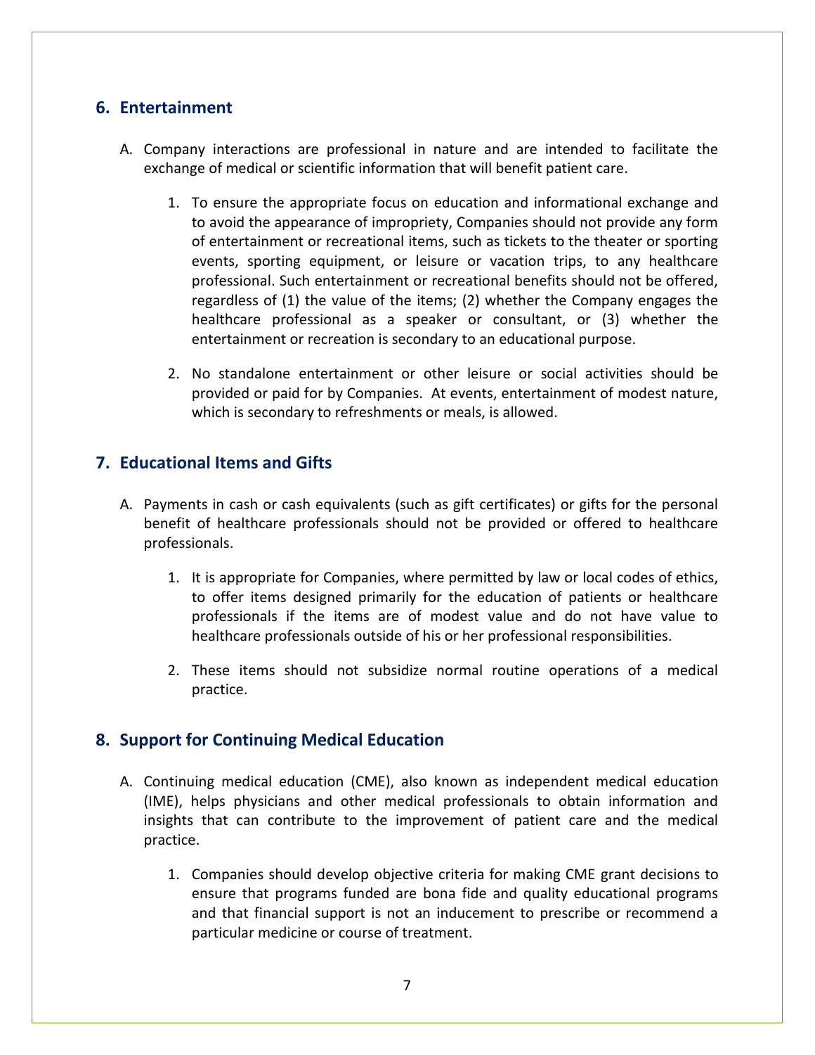## 6. Entertainment

A. Company interactions are professional in nature and are intended to facilitate the exchange of medical or scientific information that will benefit patient care.

   1. To ensure the appropriate focus on education and informational exchange and to avoid the appearance of impropriety, Companies should not provide any form of entertainment or recreational items, such as tickets to the theater or sporting events, sporting equipment, or leisure or vacation trips, to any healthcare professional. Such entertainment or recreational benefits should not be offered, regardless of (1) the value of the items; (2) whether the Company engages the healthcare professional as a speaker or consultant, or (3) whether the entertainment or recreation is secondary to an educational purpose.

   2. No standalone entertainment or other leisure or social activities should be provided or paid for by Companies. At events, entertainment of modest nature, which is secondary to refreshments or meals, is allowed.

## 7. Educational Items and Gifts

A. Payments in cash or cash equivalents (such as gift certificates) or gifts for the personal benefit of healthcare professionals should not be provided or offered to healthcare professionals.

   1. It is appropriate for Companies, where permitted by law or local codes of ethics, to offer items designed primarily for the education of patients or healthcare professionals if the items are of modest value and do not have value to healthcare professionals outside of his or her professional responsibilities.

   2. These items should not subsidize normal routine operations of a medical practice.

## 8. Support for Continuing Medical Education

A. Continuing medical education (CME), also known as independent medical education (IME), helps physicians and other medical professionals to obtain information and insights that can contribute to the improvement of patient care and the medical practice.

   1. Companies should develop objective criteria for making CME grant decisions to ensure that programs funded are bona fide and quality educational programs and that financial support is not an inducement to prescribe or recommend a particular medicine or course of treatment.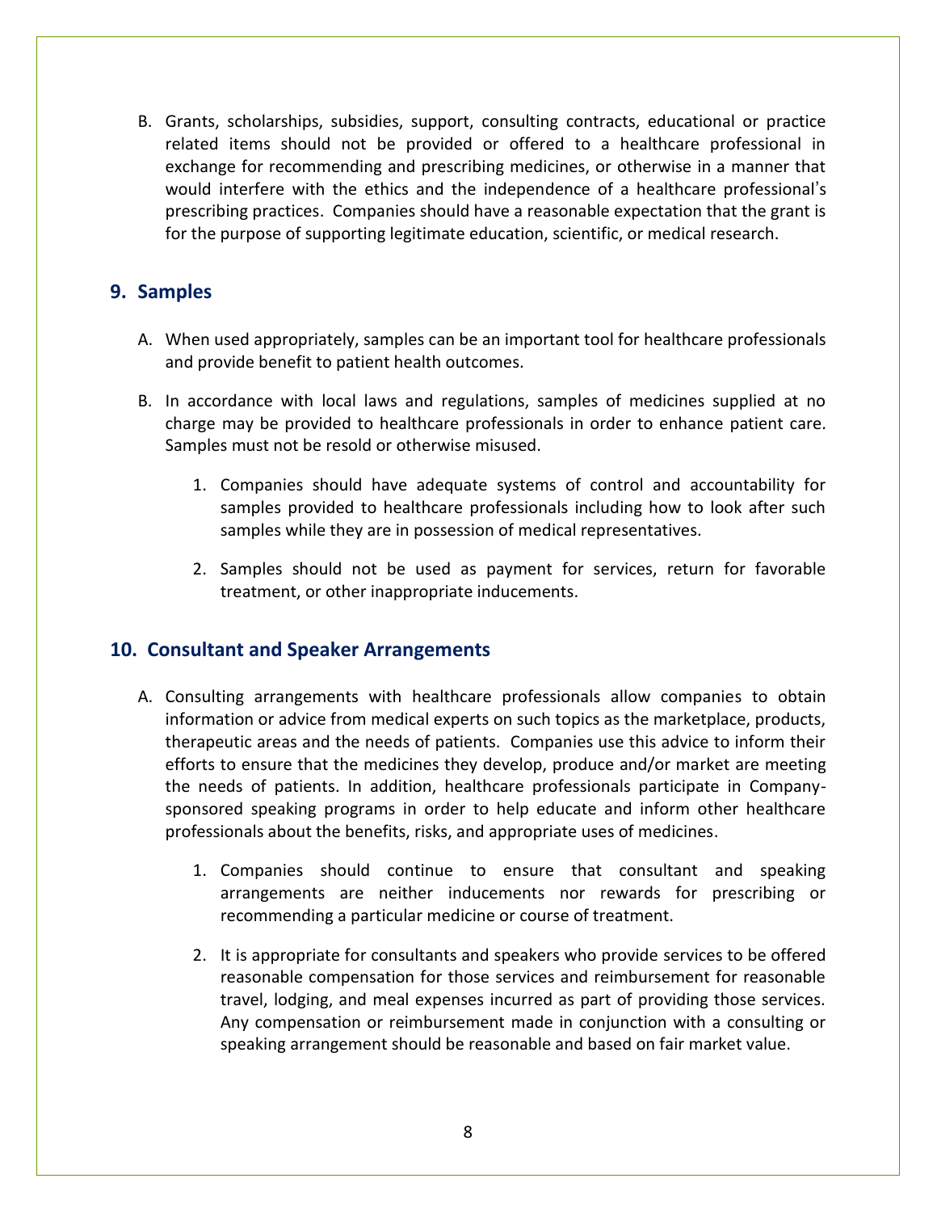B. Grants, scholarships, subsidies, support, consulting contracts, educational or practice related items should not be provided or offered to a healthcare professional in exchange for recommending and prescribing medicines, or otherwise in a manner that would interfere with the ethics and the independence of a healthcare professional's prescribing practices. Companies should have a reasonable expectation that the grant is for the purpose of supporting legitimate education, scientific, or medical research.

## 9. Samples

A. When used appropriately, samples can be an important tool for healthcare professionals and provide benefit to patient health outcomes.

B. In accordance with local laws and regulations, samples of medicines supplied at no charge may be provided to healthcare professionals in order to enhance patient care. Samples must not be resold or otherwise misused.

   1. Companies should have adequate systems of control and accountability for samples provided to healthcare professionals including how to look after such samples while they are in possession of medical representatives.

   2. Samples should not be used as payment for services, return for favorable treatment, or other inappropriate inducements.

## 10. Consultant and Speaker Arrangements

A. Consulting arrangements with healthcare professionals allow companies to obtain information or advice from medical experts on such topics as the marketplace, products, therapeutic areas and the needs of patients. Companies use this advice to inform their efforts to ensure that the medicines they develop, produce and/or market are meeting the needs of patients. In addition, healthcare professionals participate in Company-sponsored speaking programs in order to help educate and inform other healthcare professionals about the benefits, risks, and appropriate uses of medicines.

   1. Companies should continue to ensure that consultant and speaking arrangements are neither inducements nor rewards for prescribing or recommending a particular medicine or course of treatment.

   2. It is appropriate for consultants and speakers who provide services to be offered reasonable compensation for those services and reimbursement for reasonable travel, lodging, and meal expenses incurred as part of providing those services. Any compensation or reimbursement made in conjunction with a consulting or speaking arrangement should be reasonable and based on fair market value.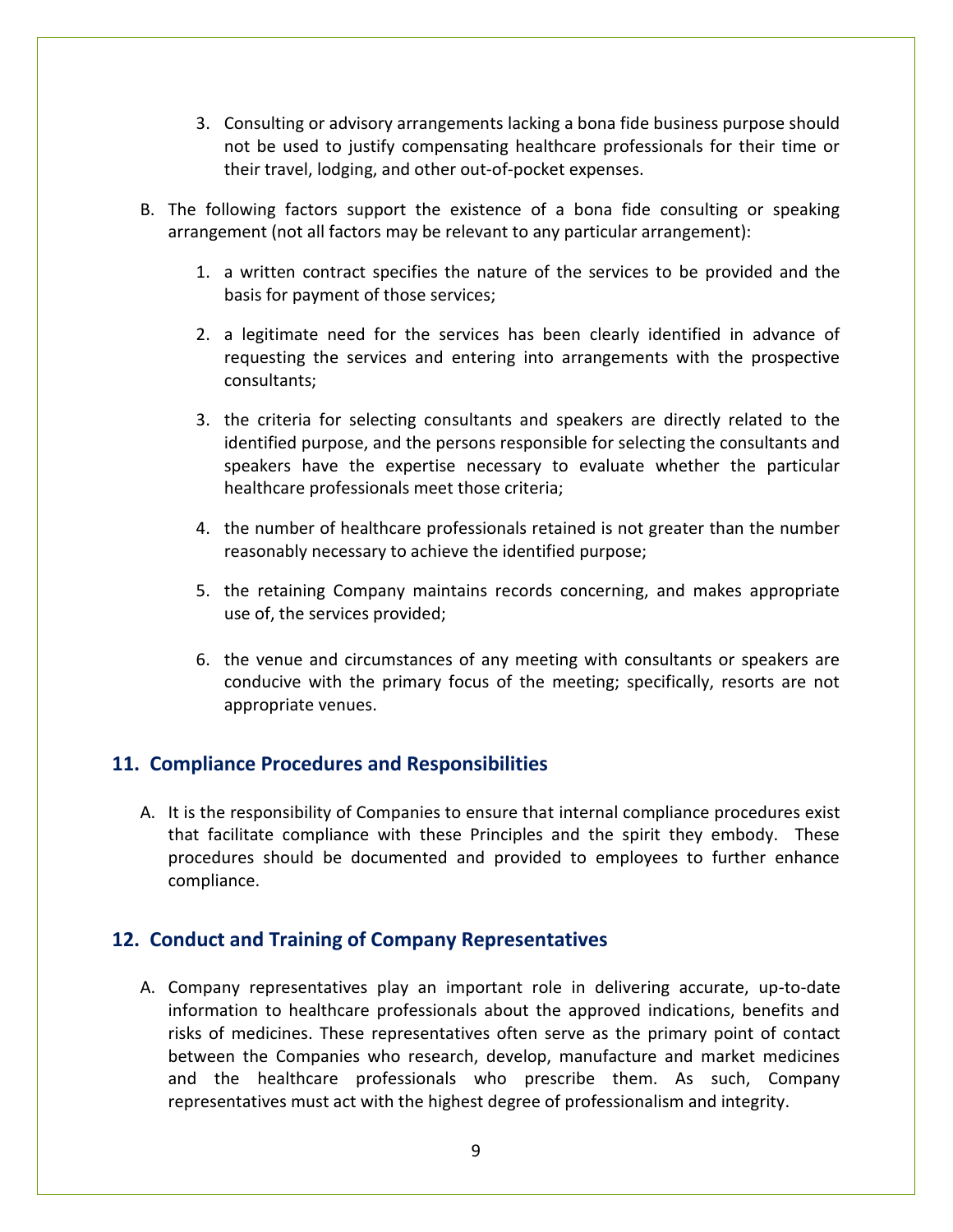3. Consulting or advisory arrangements lacking a bona fide business purpose should not be used to justify compensating healthcare professionals for their time or their travel, lodging, and other out-of-pocket expenses.

B. The following factors support the existence of a bona fide consulting or speaking arrangement (not all factors may be relevant to any particular arrangement):

   1. a written contract specifies the nature of the services to be provided and the basis for payment of those services;

   2. a legitimate need for the services has been clearly identified in advance of requesting the services and entering into arrangements with the prospective consultants;

   3. the criteria for selecting consultants and speakers are directly related to the identified purpose, and the persons responsible for selecting the consultants and speakers have the expertise necessary to evaluate whether the particular healthcare professionals meet those criteria;

   4. the number of healthcare professionals retained is not greater than the number reasonably necessary to achieve the identified purpose;

   5. the retaining Company maintains records concerning, and makes appropriate use of, the services provided;

   6. the venue and circumstances of any meeting with consultants or speakers are conducive with the primary focus of the meeting; specifically, resorts are not appropriate venues.

## 11. Compliance Procedures and Responsibilities

A. It is the responsibility of Companies to ensure that internal compliance procedures exist that facilitate compliance with these Principles and the spirit they embody. These procedures should be documented and provided to employees to further enhance compliance.

## 12. Conduct and Training of Company Representatives

A. Company representatives play an important role in delivering accurate, up-to-date information to healthcare professionals about the approved indications, benefits and risks of medicines. These representatives often serve as the primary point of contact between the Companies who research, develop, manufacture and market medicines and the healthcare professionals who prescribe them. As such, Company representatives must act with the highest degree of professionalism and integrity.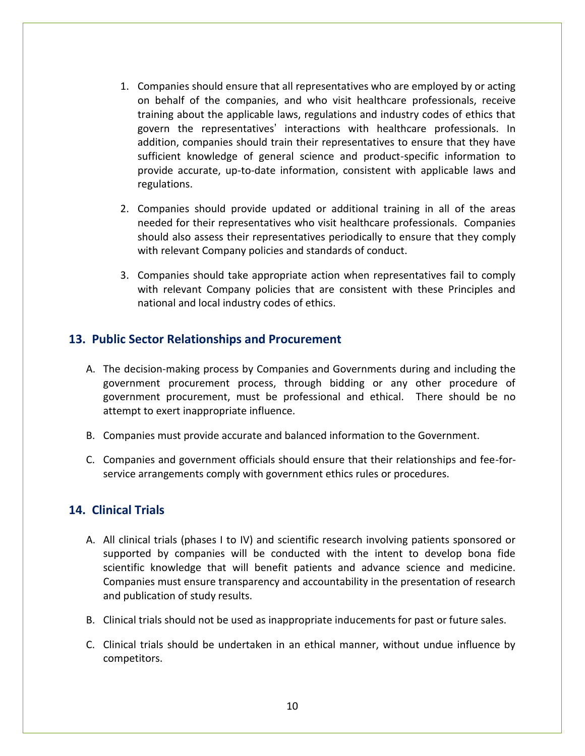1. Companies should ensure that all representatives who are employed by or acting on behalf of the companies, and who visit healthcare professionals, receive training about the applicable laws, regulations and industry codes of ethics that govern the representatives' interactions with healthcare professionals. In addition, companies should train their representatives to ensure that they have sufficient knowledge of general science and product-specific information to provide accurate, up-to-date information, consistent with applicable laws and regulations.

2. Companies should provide updated or additional training in all of the areas needed for their representatives who visit healthcare professionals. Companies should also assess their representatives periodically to ensure that they comply with relevant Company policies and standards of conduct.

3. Companies should take appropriate action when representatives fail to comply with relevant Company policies that are consistent with these Principles and national and local industry codes of ethics.

## 13. Public Sector Relationships and Procurement

A. The decision-making process by Companies and Governments during and including the government procurement process, through bidding or any other procedure of government procurement, must be professional and ethical. There should be no attempt to exert inappropriate influence.

B. Companies must provide accurate and balanced information to the Government.

C. Companies and government officials should ensure that their relationships and fee-for-service arrangements comply with government ethics rules or procedures.

## 14. Clinical Trials

A. All clinical trials (phases I to IV) and scientific research involving patients sponsored or supported by companies will be conducted with the intent to develop bona fide scientific knowledge that will benefit patients and advance science and medicine. Companies must ensure transparency and accountability in the presentation of research and publication of study results.

B. Clinical trials should not be used as inappropriate inducements for past or future sales.

C. Clinical trials should be undertaken in an ethical manner, without undue influence by competitors.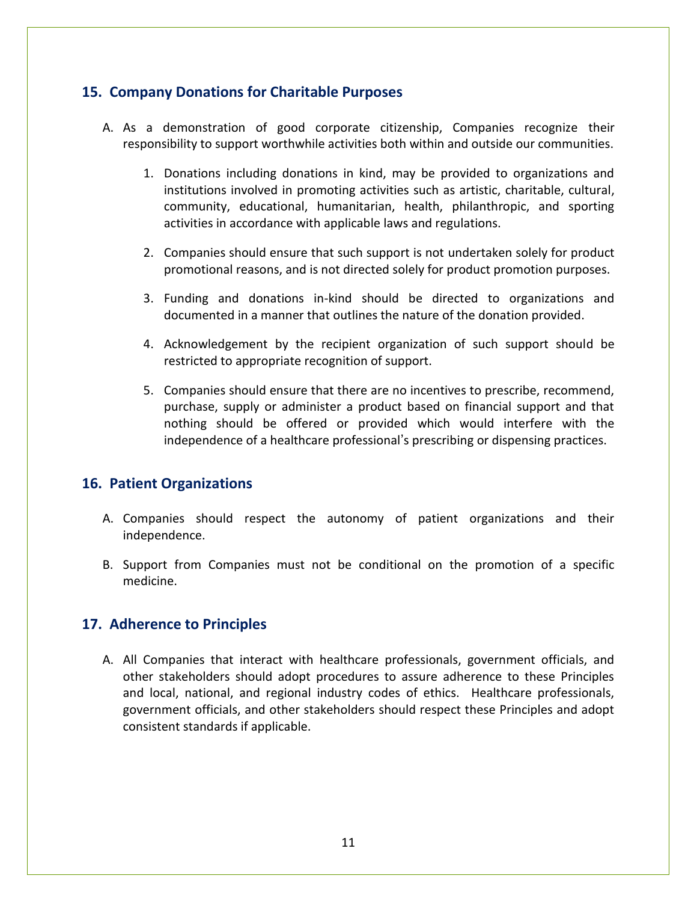## 15. Company Donations for Charitable Purposes

A. As a demonstration of good corporate citizenship, Companies recognize their responsibility to support worthwhile activities both within and outside our communities.

   1. Donations including donations in kind, may be provided to organizations and institutions involved in promoting activities such as artistic, charitable, cultural, community, educational, humanitarian, health, philanthropic, and sporting activities in accordance with applicable laws and regulations.

   2. Companies should ensure that such support is not undertaken solely for product promotional reasons, and is not directed solely for product promotion purposes.

   3. Funding and donations in-kind should be directed to organizations and documented in a manner that outlines the nature of the donation provided.

   4. Acknowledgement by the recipient organization of such support should be restricted to appropriate recognition of support.

   5. Companies should ensure that there are no incentives to prescribe, recommend, purchase, supply or administer a product based on financial support and that nothing should be offered or provided which would interfere with the independence of a healthcare professional's prescribing or dispensing practices.

## 16. Patient Organizations

A. Companies should respect the autonomy of patient organizations and their independence.

B. Support from Companies must not be conditional on the promotion of a specific medicine.

## 17. Adherence to Principles

A. All Companies that interact with healthcare professionals, government officials, and other stakeholders should adopt procedures to assure adherence to these Principles and local, national, and regional industry codes of ethics. Healthcare professionals, government officials, and other stakeholders should respect these Principles and adopt consistent standards if applicable.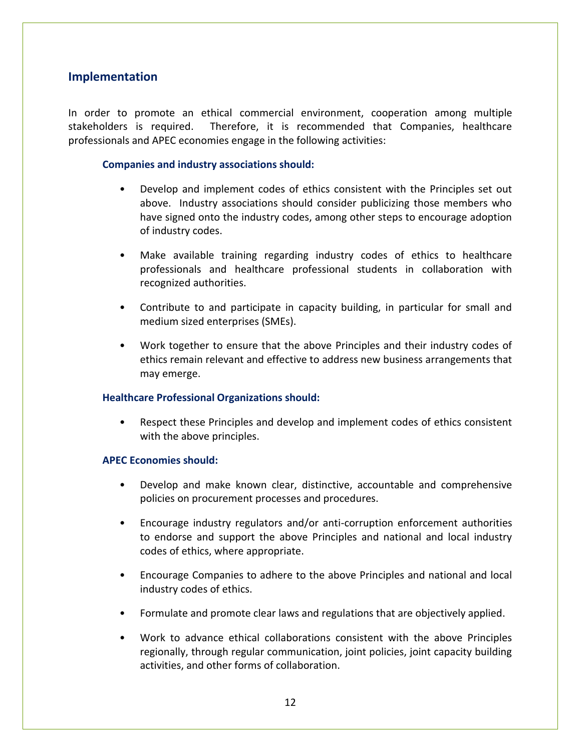## Implementation

In order to promote an ethical commercial environment, cooperation among multiple stakeholders is required. Therefore, it is recommended that Companies, healthcare professionals and APEC economies engage in the following activities:

### Companies and industry associations should:

- Develop and implement codes of ethics consistent with the Principles set out above. Industry associations should consider publicizing those members who have signed onto the industry codes, among other steps to encourage adoption of industry codes.
- Make available training regarding industry codes of ethics to healthcare professionals and healthcare professional students in collaboration with recognized authorities.
- Contribute to and participate in capacity building, in particular for small and medium sized enterprises (SMEs).
- Work together to ensure that the above Principles and their industry codes of ethics remain relevant and effective to address new business arrangements that may emerge.

### Healthcare Professional Organizations should:

- Respect these Principles and develop and implement codes of ethics consistent with the above principles.

### APEC Economies should:

- Develop and make known clear, distinctive, accountable and comprehensive policies on procurement processes and procedures.
- Encourage industry regulators and/or anti-corruption enforcement authorities to endorse and support the above Principles and national and local industry codes of ethics, where appropriate.
- Encourage Companies to adhere to the above Principles and national and local industry codes of ethics.
- Formulate and promote clear laws and regulations that are objectively applied.
- Work to advance ethical collaborations consistent with the above Principles regionally, through regular communication, joint policies, joint capacity building activities, and other forms of collaboration.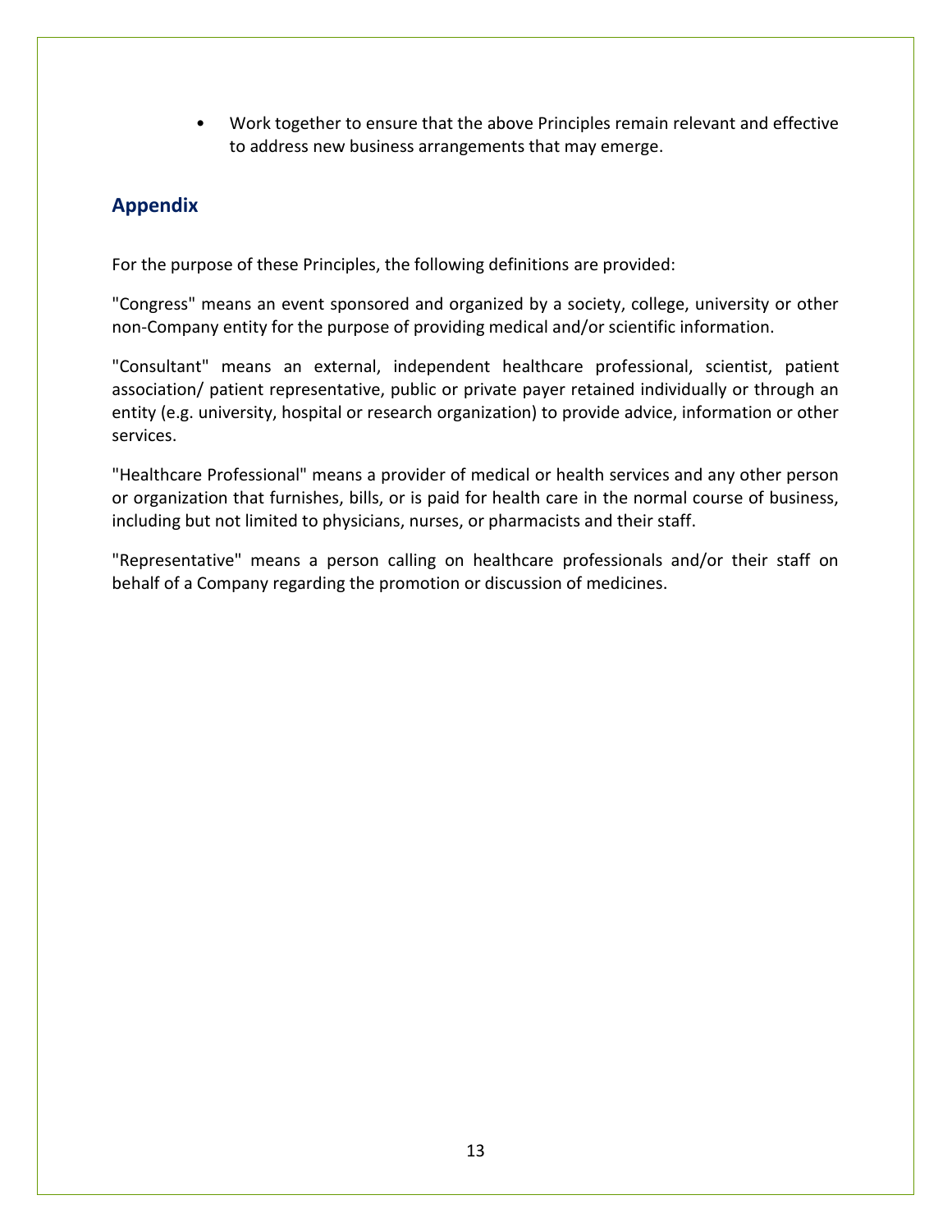- Work together to ensure that the above Principles remain relevant and effective to address new business arrangements that may emerge.

## Appendix

For the purpose of these Principles, the following definitions are provided:

"Congress" means an event sponsored and organized by a society, college, university or other non-Company entity for the purpose of providing medical and/or scientific information.

"Consultant" means an external, independent healthcare professional, scientist, patient association/ patient representative, public or private payer retained individually or through an entity (e.g. university, hospital or research organization) to provide advice, information or other services.

"Healthcare Professional" means a provider of medical or health services and any other person or organization that furnishes, bills, or is paid for health care in the normal course of business, including but not limited to physicians, nurses, or pharmacists and their staff.

"Representative" means a person calling on healthcare professionals and/or their staff on behalf of a Company regarding the promotion or discussion of medicines.